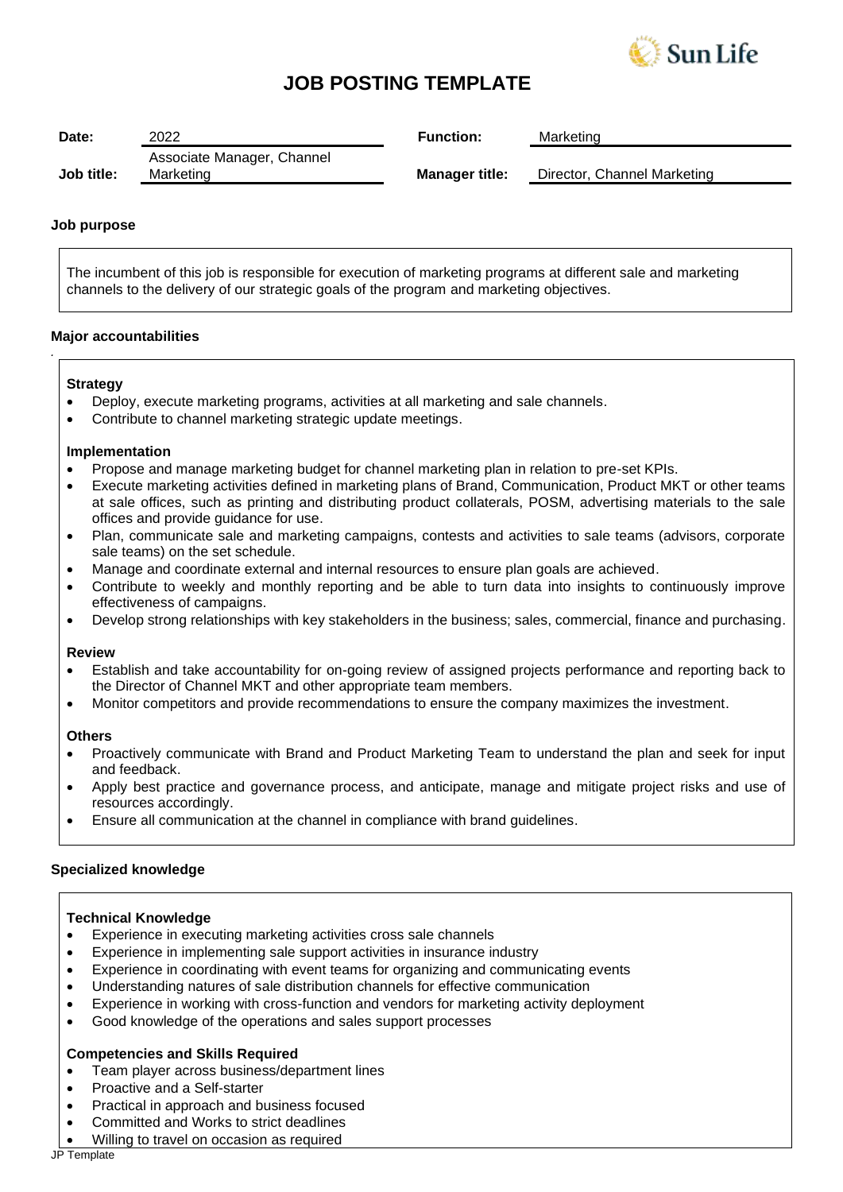# JOB POSTING TEMPLATE

| | | | |
|---|---|---|---|
| **Date:** | 2022 | **Function:** | Marketing |
| **Job title:** | Associate Manager, Channel Marketing | **Manager title:** | Director, Channel Marketing |

## Job purpose

The incumbent of this job is responsible for execution of marketing programs at different sale and marketing channels to the delivery of our strategic goals of the program and marketing objectives.

## Major accountabilities

**Strategy**

- Deploy, execute marketing programs, activities at all marketing and sale channels.
- Contribute to channel marketing strategic update meetings.

**Implementation**

- Propose and manage marketing budget for channel marketing plan in relation to pre-set KPIs.
- Execute marketing activities defined in marketing plans of Brand, Communication, Product MKT or other teams at sale offices, such as printing and distributing product collaterals, POSM, advertising materials to the sale offices and provide guidance for use.
- Plan, communicate sale and marketing campaigns, contests and activities to sale teams (advisors, corporate sale teams) on the set schedule.
- Manage and coordinate external and internal resources to ensure plan goals are achieved.
- Contribute to weekly and monthly reporting and be able to turn data into insights to continuously improve effectiveness of campaigns.
- Develop strong relationships with key stakeholders in the business; sales, commercial, finance and purchasing.

**Review**

- Establish and take accountability for on-going review of assigned projects performance and reporting back to the Director of Channel MKT and other appropriate team members.
- Monitor competitors and provide recommendations to ensure the company maximizes the investment.

**Others**

- Proactively communicate with Brand and Product Marketing Team to understand the plan and seek for input and feedback.
- Apply best practice and governance process, and anticipate, manage and mitigate project risks and use of resources accordingly.
- Ensure all communication at the channel in compliance with brand guidelines.

## Specialized knowledge

**Technical Knowledge**

- Experience in executing marketing activities cross sale channels
- Experience in implementing sale support activities in insurance industry
- Experience in coordinating with event teams for organizing and communicating events
- Understanding natures of sale distribution channels for effective communication
- Experience in working with cross-function and vendors for marketing activity deployment
- Good knowledge of the operations and sales support processes

**Competencies and Skills Required**

- Team player across business/department lines
- Proactive and a Self-starter
- Practical in approach and business focused
- Committed and Works to strict deadlines
- Willing to travel on occasion as required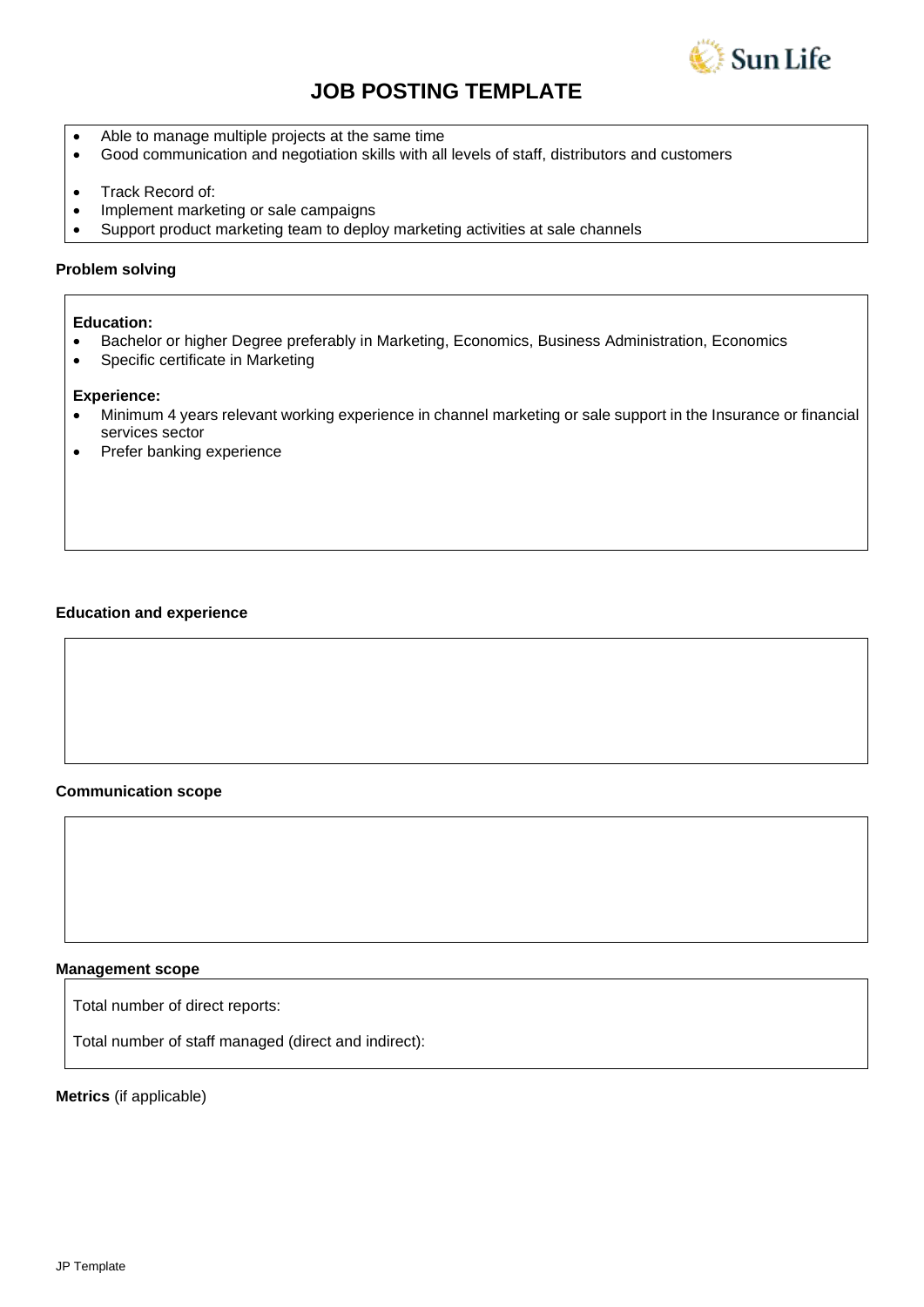# JOB POSTING TEMPLATE

- Able to manage multiple projects at the same time
- Good communication and negotiation skills with all levels of staff, distributors and customers

- Track Record of:
- Implement marketing or sale campaigns
- Support product marketing team to deploy marketing activities at sale channels

**Problem solving**

**Education:**

- Bachelor or higher Degree preferably in Marketing, Economics, Business Administration, Economics
- Specific certificate in Marketing

**Experience:**

- Minimum 4 years relevant working experience in channel marketing or sale support in the Insurance or financial services sector
- Prefer banking experience

**Education and experience**

**Communication scope**

**Management scope**

Total number of direct reports:

Total number of staff managed (direct and indirect):

**Metrics** (if applicable)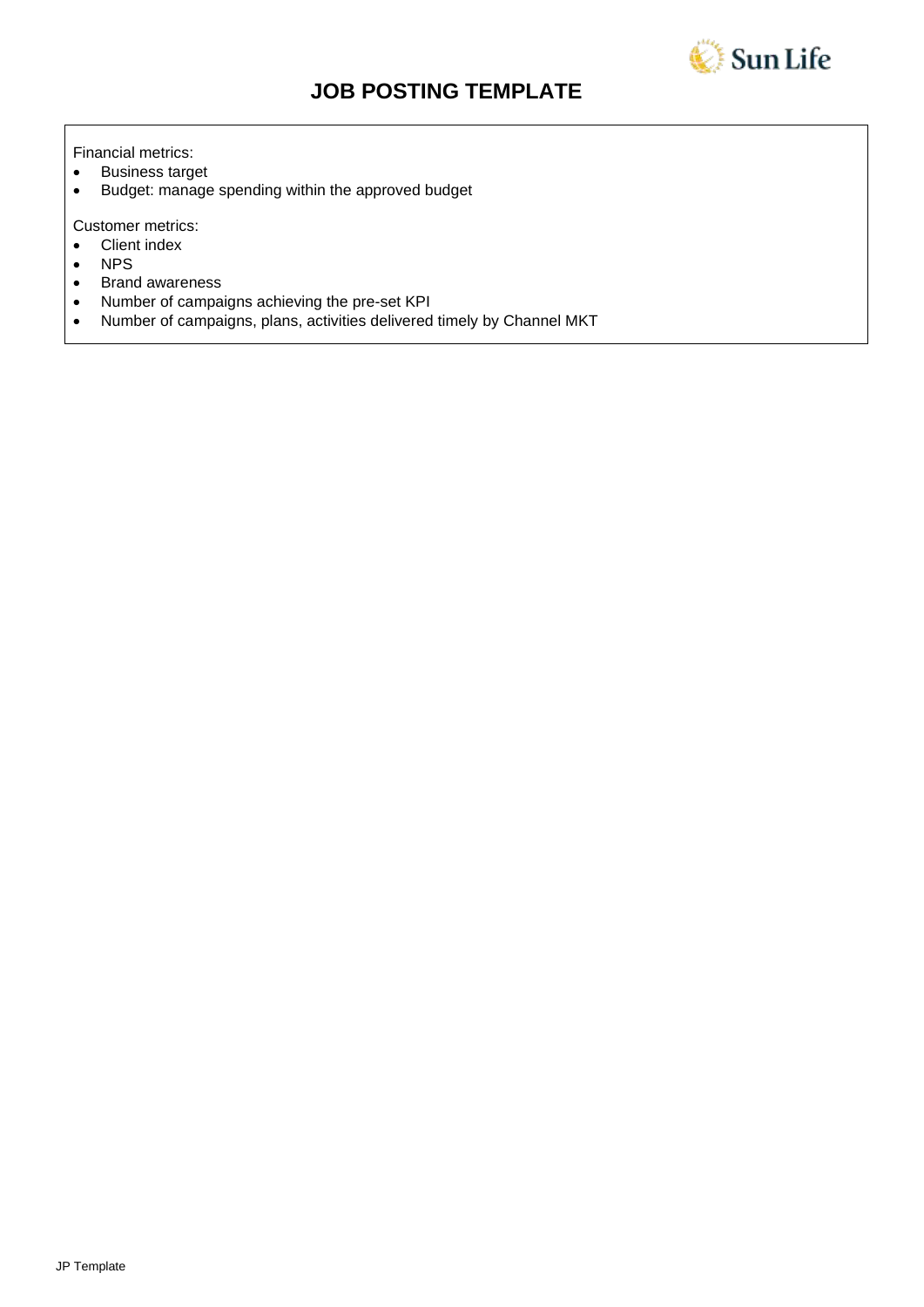Financial metrics:

- Business target
- Budget: manage spending within the approved budget

Customer metrics:

- Client index
- NPS
- Brand awareness
- Number of campaigns achieving the pre-set KPI
- Number of campaigns, plans, activities delivered timely by Channel MKT